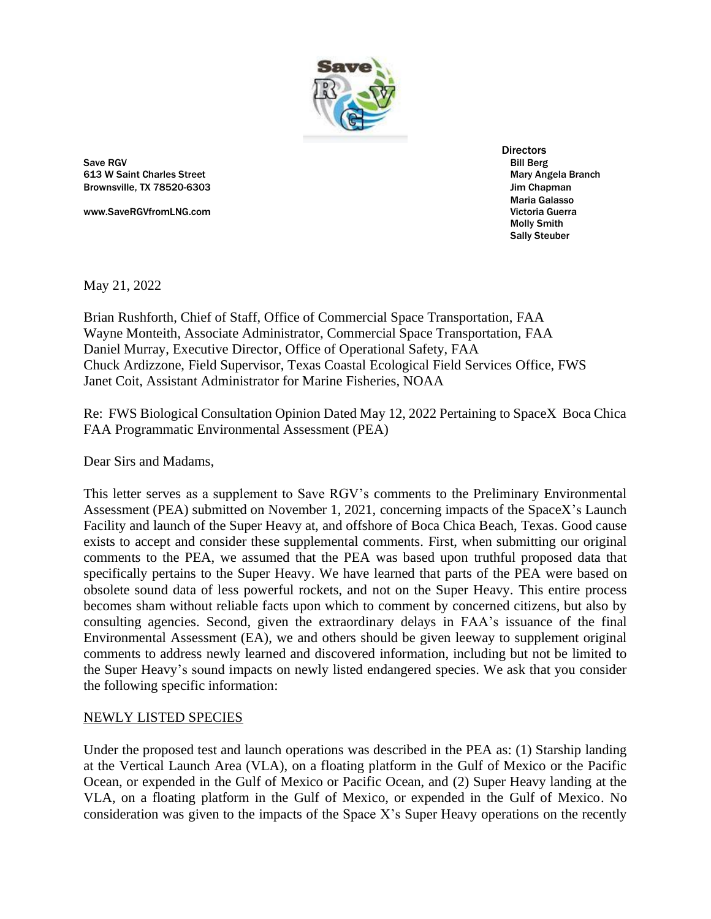Save RGV
613 W Saint Charles Street
Brownsville, TX 78520-6303

www.SaveRGVfromLNG.com

Directors
Bill Berg
Mary Angela Branch
Jim Chapman
Maria Galasso
Victoria Guerra
Molly Smith
Sally Steuber

May 21, 2022

Brian Rushforth, Chief of Staff, Office of Commercial Space Transportation, FAA
Wayne Monteith, Associate Administrator, Commercial Space Transportation, FAA
Daniel Murray, Executive Director, Office of Operational Safety, FAA
Chuck Ardizzone, Field Supervisor, Texas Coastal Ecological Field Services Office, FWS
Janet Coit, Assistant Administrator for Marine Fisheries, NOAA

Re: FWS Biological Consultation Opinion Dated May 12, 2022 Pertaining to SpaceX Boca Chica FAA Programmatic Environmental Assessment (PEA)

Dear Sirs and Madams,

This letter serves as a supplement to Save RGV's comments to the Preliminary Environmental Assessment (PEA) submitted on November 1, 2021, concerning impacts of the SpaceX's Launch Facility and launch of the Super Heavy at, and offshore of Boca Chica Beach, Texas. Good cause exists to accept and consider these supplemental comments. First, when submitting our original comments to the PEA, we assumed that the PEA was based upon truthful proposed data that specifically pertains to the Super Heavy. We have learned that parts of the PEA were based on obsolete sound data of less powerful rockets, and not on the Super Heavy. This entire process becomes sham without reliable facts upon which to comment by concerned citizens, but also by consulting agencies. Second, given the extraordinary delays in FAA's issuance of the final Environmental Assessment (EA), we and others should be given leeway to supplement original comments to address newly learned and discovered information, including but not be limited to the Super Heavy's sound impacts on newly listed endangered species. We ask that you consider the following specific information:

NEWLY LISTED SPECIES

Under the proposed test and launch operations was described in the PEA as: (1) Starship landing at the Vertical Launch Area (VLA), on a floating platform in the Gulf of Mexico or the Pacific Ocean, or expended in the Gulf of Mexico or Pacific Ocean, and (2) Super Heavy landing at the VLA, on a floating platform in the Gulf of Mexico, or expended in the Gulf of Mexico. No consideration was given to the impacts of the Space X's Super Heavy operations on the recently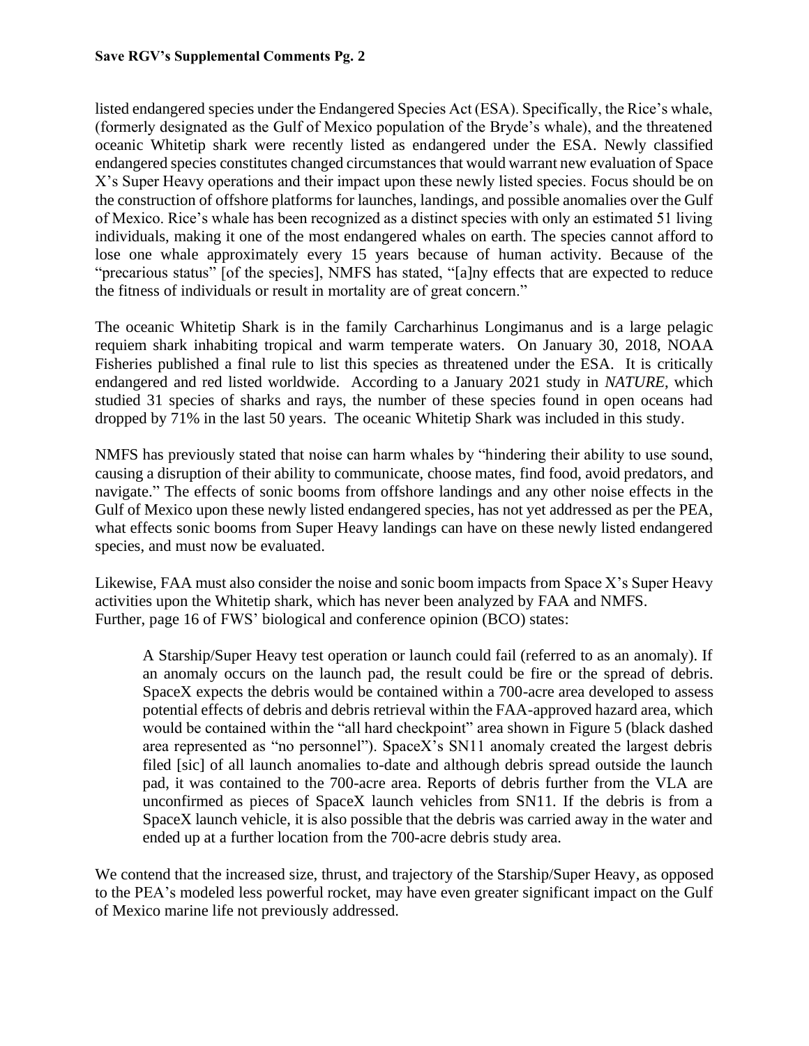listed endangered species under the Endangered Species Act (ESA). Specifically, the Rice's whale, (formerly designated as the Gulf of Mexico population of the Bryde's whale), and the threatened oceanic Whitetip shark were recently listed as endangered under the ESA. Newly classified endangered species constitutes changed circumstances that would warrant new evaluation of Space X's Super Heavy operations and their impact upon these newly listed species. Focus should be on the construction of offshore platforms for launches, landings, and possible anomalies over the Gulf of Mexico. Rice's whale has been recognized as a distinct species with only an estimated 51 living individuals, making it one of the most endangered whales on earth. The species cannot afford to lose one whale approximately every 15 years because of human activity. Because of the "precarious status" [of the species], NMFS has stated, "[a]ny effects that are expected to reduce the fitness of individuals or result in mortality are of great concern."

The oceanic Whitetip Shark is in the family Carcharhinus Longimanus and is a large pelagic requiem shark inhabiting tropical and warm temperate waters. On January 30, 2018, NOAA Fisheries published a final rule to list this species as threatened under the ESA. It is critically endangered and red listed worldwide. According to a January 2021 study in *NATURE*, which studied 31 species of sharks and rays, the number of these species found in open oceans had dropped by 71% in the last 50 years. The oceanic Whitetip Shark was included in this study.

NMFS has previously stated that noise can harm whales by "hindering their ability to use sound, causing a disruption of their ability to communicate, choose mates, find food, avoid predators, and navigate." The effects of sonic booms from offshore landings and any other noise effects in the Gulf of Mexico upon these newly listed endangered species, has not yet addressed as per the PEA, what effects sonic booms from Super Heavy landings can have on these newly listed endangered species, and must now be evaluated.

Likewise, FAA must also consider the noise and sonic boom impacts from Space X's Super Heavy activities upon the Whitetip shark, which has never been analyzed by FAA and NMFS.
Further, page 16 of FWS' biological and conference opinion (BCO) states:

> A Starship/Super Heavy test operation or launch could fail (referred to as an anomaly). If an anomaly occurs on the launch pad, the result could be fire or the spread of debris. SpaceX expects the debris would be contained within a 700-acre area developed to assess potential effects of debris and debris retrieval within the FAA-approved hazard area, which would be contained within the "all hard checkpoint" area shown in Figure 5 (black dashed area represented as "no personnel"). SpaceX's SN11 anomaly created the largest debris filed [sic] of all launch anomalies to-date and although debris spread outside the launch pad, it was contained to the 700-acre area. Reports of debris further from the VLA are unconfirmed as pieces of SpaceX launch vehicles from SN11. If the debris is from a SpaceX launch vehicle, it is also possible that the debris was carried away in the water and ended up at a further location from the 700-acre debris study area.

We contend that the increased size, thrust, and trajectory of the Starship/Super Heavy, as opposed to the PEA's modeled less powerful rocket, may have even greater significant impact on the Gulf of Mexico marine life not previously addressed.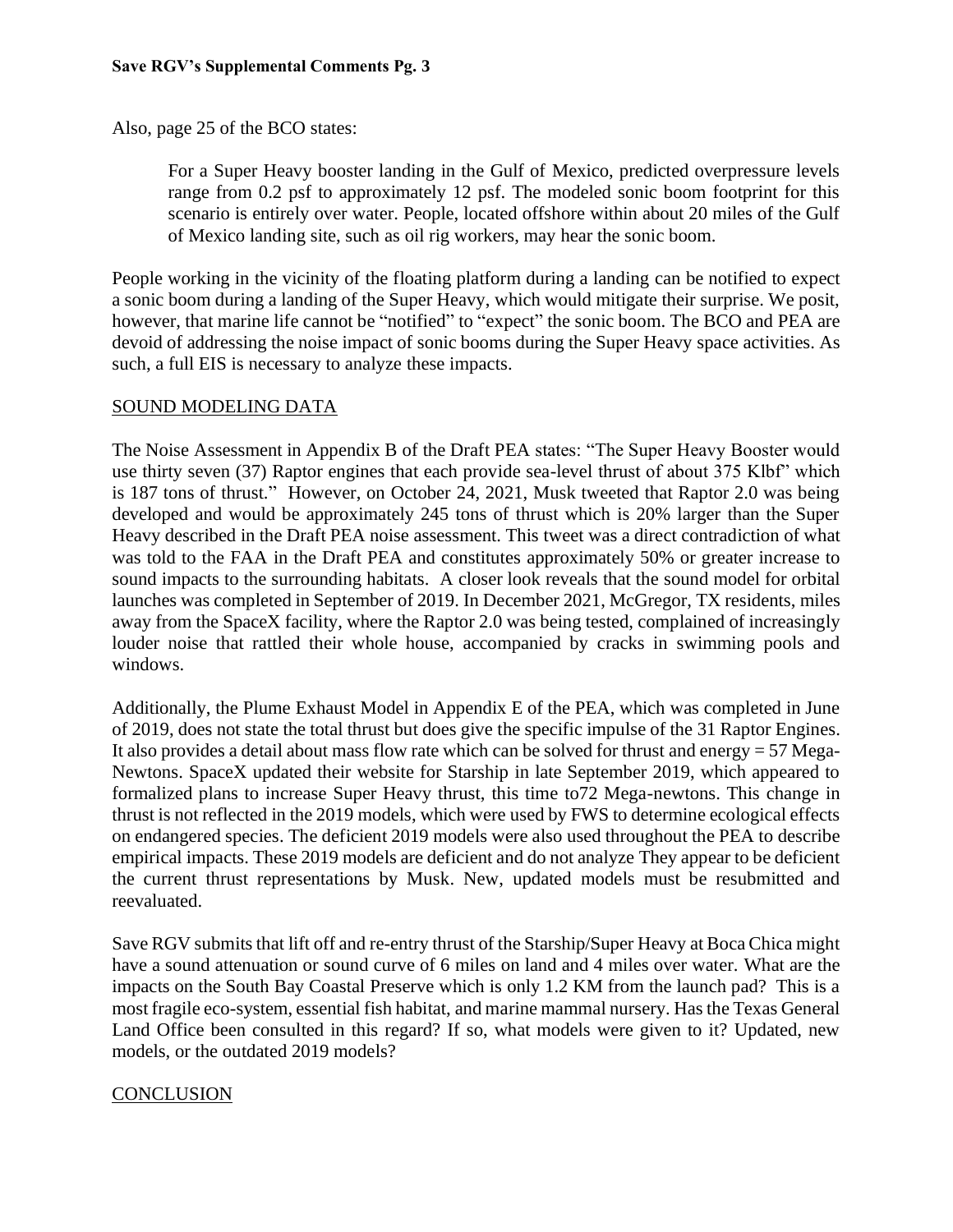Also, page 25 of the BCO states:

> For a Super Heavy booster landing in the Gulf of Mexico, predicted overpressure levels range from 0.2 psf to approximately 12 psf. The modeled sonic boom footprint for this scenario is entirely over water. People, located offshore within about 20 miles of the Gulf of Mexico landing site, such as oil rig workers, may hear the sonic boom.

People working in the vicinity of the floating platform during a landing can be notified to expect a sonic boom during a landing of the Super Heavy, which would mitigate their surprise. We posit, however, that marine life cannot be "notified" to "expect" the sonic boom. The BCO and PEA are devoid of addressing the noise impact of sonic booms during the Super Heavy space activities. As such, a full EIS is necessary to analyze these impacts.

## SOUND MODELING DATA

The Noise Assessment in Appendix B of the Draft PEA states: "The Super Heavy Booster would use thirty seven (37) Raptor engines that each provide sea-level thrust of about 375 Klbf" which is 187 tons of thrust." However, on October 24, 2021, Musk tweeted that Raptor 2.0 was being developed and would be approximately 245 tons of thrust which is 20% larger than the Super Heavy described in the Draft PEA noise assessment. This tweet was a direct contradiction of what was told to the FAA in the Draft PEA and constitutes approximately 50% or greater increase to sound impacts to the surrounding habitats. A closer look reveals that the sound model for orbital launches was completed in September of 2019. In December 2021, McGregor, TX residents, miles away from the SpaceX facility, where the Raptor 2.0 was being tested, complained of increasingly louder noise that rattled their whole house, accompanied by cracks in swimming pools and windows.

Additionally, the Plume Exhaust Model in Appendix E of the PEA, which was completed in June of 2019, does not state the total thrust but does give the specific impulse of the 31 Raptor Engines. It also provides a detail about mass flow rate which can be solved for thrust and energy = 57 Mega-Newtons. SpaceX updated their website for Starship in late September 2019, which appeared to formalized plans to increase Super Heavy thrust, this time to72 Mega-newtons. This change in thrust is not reflected in the 2019 models, which were used by FWS to determine ecological effects on endangered species. The deficient 2019 models were also used throughout the PEA to describe empirical impacts. These 2019 models are deficient and do not analyze They appear to be deficient the current thrust representations by Musk. New, updated models must be resubmitted and reevaluated.

Save RGV submits that lift off and re-entry thrust of the Starship/Super Heavy at Boca Chica might have a sound attenuation or sound curve of 6 miles on land and 4 miles over water. What are the impacts on the South Bay Coastal Preserve which is only 1.2 KM from the launch pad? This is a most fragile eco-system, essential fish habitat, and marine mammal nursery. Has the Texas General Land Office been consulted in this regard? If so, what models were given to it? Updated, new models, or the outdated 2019 models?

## CONCLUSION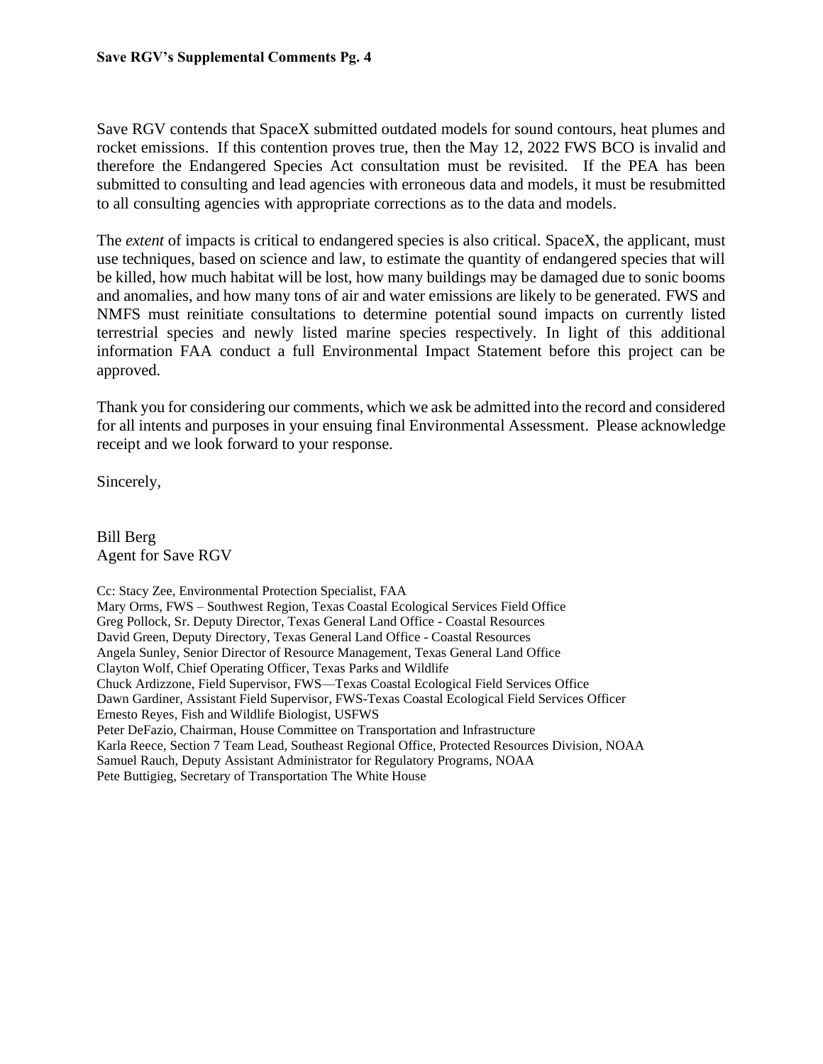Save RGV contends that SpaceX submitted outdated models for sound contours, heat plumes and rocket emissions. If this contention proves true, then the May 12, 2022 FWS BCO is invalid and therefore the Endangered Species Act consultation must be revisited. If the PEA has been submitted to consulting and lead agencies with erroneous data and models, it must be resubmitted to all consulting agencies with appropriate corrections as to the data and models.

The *extent* of impacts is critical to endangered species is also critical. SpaceX, the applicant, must use techniques, based on science and law, to estimate the quantity of endangered species that will be killed, how much habitat will be lost, how many buildings may be damaged due to sonic booms and anomalies, and how many tons of air and water emissions are likely to be generated. FWS and NMFS must reinitiate consultations to determine potential sound impacts on currently listed terrestrial species and newly listed marine species respectively. In light of this additional information FAA conduct a full Environmental Impact Statement before this project can be approved.

Thank you for considering our comments, which we ask be admitted into the record and considered for all intents and purposes in your ensuing final Environmental Assessment. Please acknowledge receipt and we look forward to your response.

Sincerely,

Bill Berg
Agent for Save RGV

Cc: Stacy Zee, Environmental Protection Specialist, FAA
Mary Orms, FWS – Southwest Region, Texas Coastal Ecological Services Field Office
Greg Pollock, Sr. Deputy Director, Texas General Land Office - Coastal Resources
David Green, Deputy Directory, Texas General Land Office - Coastal Resources
Angela Sunley, Senior Director of Resource Management, Texas General Land Office
Clayton Wolf, Chief Operating Officer, Texas Parks and Wildlife
Chuck Ardizzone, Field Supervisor, FWS—Texas Coastal Ecological Field Services Office
Dawn Gardiner, Assistant Field Supervisor, FWS-Texas Coastal Ecological Field Services Officer
Ernesto Reyes, Fish and Wildlife Biologist, USFWS
Peter DeFazio, Chairman, House Committee on Transportation and Infrastructure
Karla Reece, Section 7 Team Lead, Southeast Regional Office, Protected Resources Division, NOAA
Samuel Rauch, Deputy Assistant Administrator for Regulatory Programs, NOAA
Pete Buttigieg, Secretary of Transportation The White House